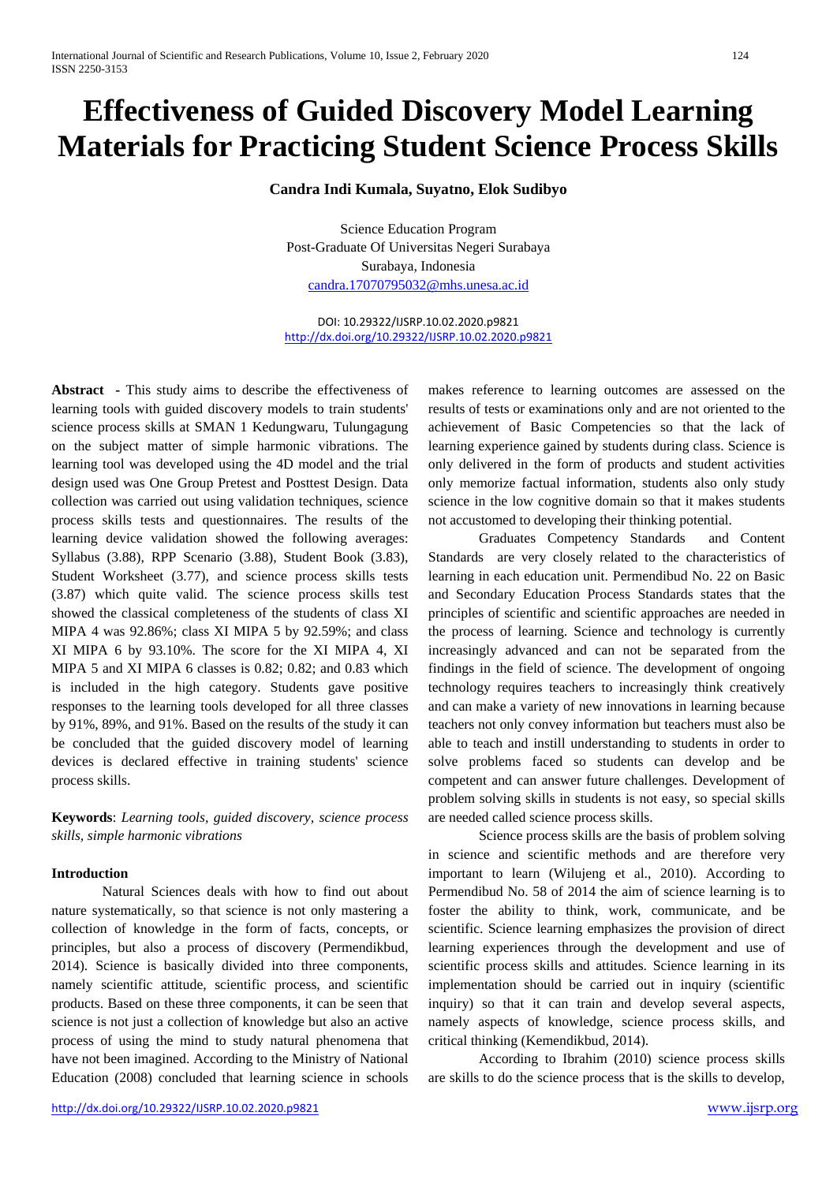# Effectiveness of Guided Discovery Model Learning Materials for Practicing Student Science Process Skills

**Candra Indi Kumala, Suyatno, Elok Sudibyo**

Science Education Program
Post-Graduate Of Universitas Negeri Surabaya
Surabaya, Indonesia
candra.17070795032@mhs.unesa.ac.id

DOI: 10.29322/IJSRP.10.02.2020.p9821
http://dx.doi.org/10.29322/IJSRP.10.02.2020.p9821

**Abstract** - This study aims to describe the effectiveness of learning tools with guided discovery models to train students' science process skills at SMAN 1 Kedungwaru, Tulungagung on the subject matter of simple harmonic vibrations. The learning tool was developed using the 4D model and the trial design used was One Group Pretest and Posttest Design. Data collection was carried out using validation techniques, science process skills tests and questionnaires. The results of the learning device validation showed the following averages: Syllabus (3.88), RPP Scenario (3.88), Student Book (3.83), Student Worksheet (3.77), and science process skills tests (3.87) which quite valid. The science process skills test showed the classical completeness of the students of class XI MIPA 4 was 92.86%; class XI MIPA 5 by 92.59%; and class XI MIPA 6 by 93.10%. The score for the XI MIPA 4, XI MIPA 5 and XI MIPA 6 classes is 0.82; 0.82; and 0.83 which is included in the high category. Students gave positive responses to the learning tools developed for all three classes by 91%, 89%, and 91%. Based on the results of the study it can be concluded that the guided discovery model of learning devices is declared effective in training students' science process skills.

**Keywords**: *Learning tools, guided discovery, science process skills, simple harmonic vibrations*

## Introduction

Natural Sciences deals with how to find out about nature systematically, so that science is not only mastering a collection of knowledge in the form of facts, concepts, or principles, but also a process of discovery (Permendikbud, 2014). Science is basically divided into three components, namely scientific attitude, scientific process, and scientific products. Based on these three components, it can be seen that science is not just a collection of knowledge but also an active process of using the mind to study natural phenomena that have not been imagined. According to the Ministry of National Education (2008) concluded that learning science in schools makes reference to learning outcomes are assessed on the results of tests or examinations only and are not oriented to the achievement of Basic Competencies so that the lack of learning experience gained by students during class. Science is only delivered in the form of products and student activities only memorize factual information, students also only study science in the low cognitive domain so that it makes students not accustomed to developing their thinking potential.

Graduates Competency Standards and Content Standards are very closely related to the characteristics of learning in each education unit. Permendibud No. 22 on Basic and Secondary Education Process Standards states that the principles of scientific and scientific approaches are needed in the process of learning. Science and technology is currently increasingly advanced and can not be separated from the findings in the field of science. The development of ongoing technology requires teachers to increasingly think creatively and can make a variety of new innovations in learning because teachers not only convey information but teachers must also be able to teach and instill understanding to students in order to solve problems faced so students can develop and be competent and can answer future challenges. Development of problem solving skills in students is not easy, so special skills are needed called science process skills.

Science process skills are the basis of problem solving in science and scientific methods and are therefore very important to learn (Wilujeng et al., 2010). According to Permendibud No. 58 of 2014 the aim of science learning is to foster the ability to think, work, communicate, and be scientific. Science learning emphasizes the provision of direct learning experiences through the development and use of scientific process skills and attitudes. Science learning in its implementation should be carried out in inquiry (scientific inquiry) so that it can train and develop several aspects, namely aspects of knowledge, science process skills, and critical thinking (Kemendikbud, 2014).

According to Ibrahim (2010) science process skills are skills to do the science process that is the skills to develop,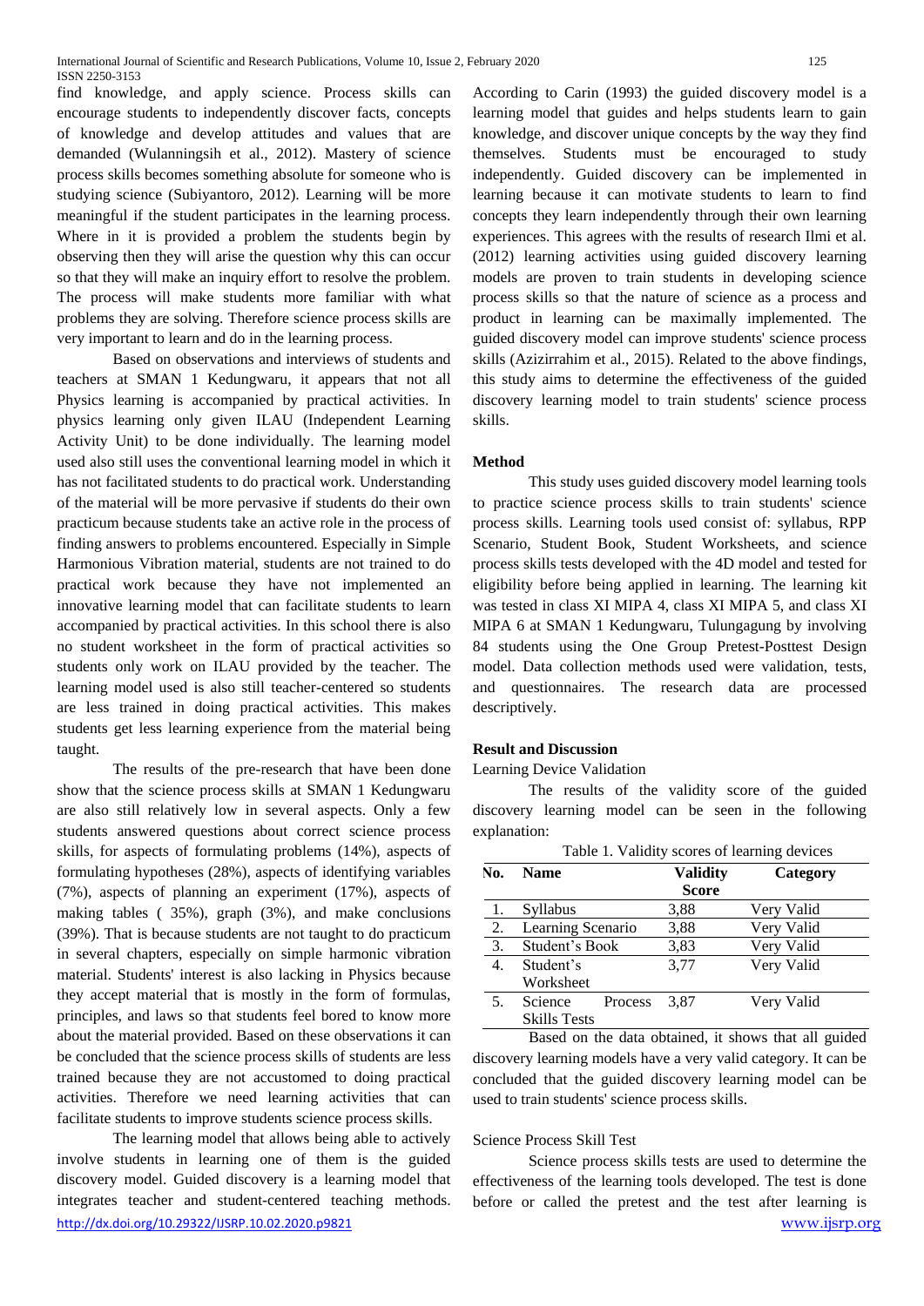find knowledge, and apply science. Process skills can encourage students to independently discover facts, concepts of knowledge and develop attitudes and values that are demanded (Wulanningsih et al., 2012). Mastery of science process skills becomes something absolute for someone who is studying science (Subiyantoro, 2012). Learning will be more meaningful if the student participates in the learning process. Where in it is provided a problem the students begin by observing then they will arise the question why this can occur so that they will make an inquiry effort to resolve the problem. The process will make students more familiar with what problems they are solving. Therefore science process skills are very important to learn and do in the learning process.

Based on observations and interviews of students and teachers at SMAN 1 Kedungwaru, it appears that not all Physics learning is accompanied by practical activities. In physics learning only given ILAU (Independent Learning Activity Unit) to be done individually. The learning model used also still uses the conventional learning model in which it has not facilitated students to do practical work. Understanding of the material will be more pervasive if students do their own practicum because students take an active role in the process of finding answers to problems encountered. Especially in Simple Harmonious Vibration material, students are not trained to do practical work because they have not implemented an innovative learning model that can facilitate students to learn accompanied by practical activities. In this school there is also no student worksheet in the form of practical activities so students only work on ILAU provided by the teacher. The learning model used is also still teacher-centered so students are less trained in doing practical activities. This makes students get less learning experience from the material being taught.

The results of the pre-research that have been done show that the science process skills at SMAN 1 Kedungwaru are also still relatively low in several aspects. Only a few students answered questions about correct science process skills, for aspects of formulating problems (14%), aspects of formulating hypotheses (28%), aspects of identifying variables (7%), aspects of planning an experiment (17%), aspects of making tables ( 35%), graph (3%), and make conclusions (39%). That is because students are not taught to do practicum in several chapters, especially on simple harmonic vibration material. Students' interest is also lacking in Physics because they accept material that is mostly in the form of formulas, principles, and laws so that students feel bored to know more about the material provided. Based on these observations it can be concluded that the science process skills of students are less trained because they are not accustomed to doing practical activities. Therefore we need learning activities that can facilitate students to improve students science process skills.

The learning model that allows being able to actively involve students in learning one of them is the guided discovery model. Guided discovery is a learning model that integrates teacher and student-centered teaching methods. According to Carin (1993) the guided discovery model is a learning model that guides and helps students learn to gain knowledge, and discover unique concepts by the way they find themselves. Students must be encouraged to study independently. Guided discovery can be implemented in learning because it can motivate students to learn to find concepts they learn independently through their own learning experiences. This agrees with the results of research Ilmi et al. (2012) learning activities using guided discovery learning models are proven to train students in developing science process skills so that the nature of science as a process and product in learning can be maximally implemented. The guided discovery model can improve students' science process skills (Azizirrahim et al., 2015). Related to the above findings, this study aims to determine the effectiveness of the guided discovery learning model to train students' science process skills.

## Method

This study uses guided discovery model learning tools to practice science process skills to train students' science process skills. Learning tools used consist of: syllabus, RPP Scenario, Student Book, Student Worksheets, and science process skills tests developed with the 4D model and tested for eligibility before being applied in learning. The learning kit was tested in class XI MIPA 4, class XI MIPA 5, and class XI MIPA 6 at SMAN 1 Kedungwaru, Tulungagung by involving 84 students using the One Group Pretest-Posttest Design model. Data collection methods used were validation, tests, and questionnaires. The research data are processed descriptively.

## Result and Discussion

### Learning Device Validation

The results of the validity score of the guided discovery learning model can be seen in the following explanation:

Table 1. Validity scores of learning devices

| No. | Name | Validity Score | Category |
|---|---|---|---|
| 1. | Syllabus | 3,88 | Very Valid |
| 2. | Learning Scenario | 3,88 | Very Valid |
| 3. | Student's Book | 3,83 | Very Valid |
| 4. | Student's Worksheet | 3,77 | Very Valid |
| 5. | Science Process Skills Tests | 3,87 | Very Valid |

Based on the data obtained, it shows that all guided discovery learning models have a very valid category. It can be concluded that the guided discovery learning model can be used to train students' science process skills.

### Science Process Skill Test

Science process skills tests are used to determine the effectiveness of the learning tools developed. The test is done before or called the pretest and the test after learning is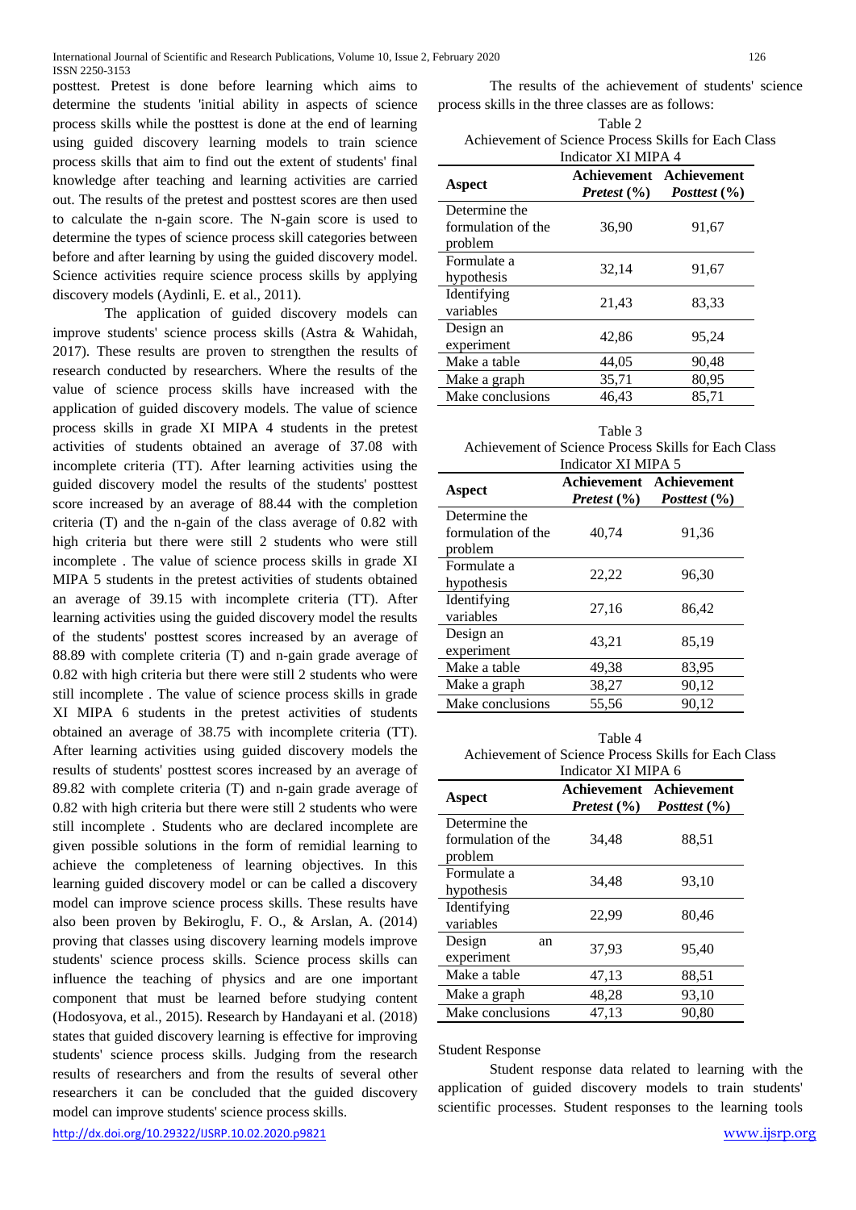posttest. Pretest is done before learning which aims to determine the students 'initial ability in aspects of science process skills while the posttest is done at the end of learning using guided discovery learning models to train science process skills that aim to find out the extent of students' final knowledge after teaching and learning activities are carried out. The results of the pretest and posttest scores are then used to calculate the n-gain score. The N-gain score is used to determine the types of science process skill categories between before and after learning by using the guided discovery model. Science activities require science process skills by applying discovery models (Aydinli, E. et al., 2011).

The application of guided discovery models can improve students' science process skills (Astra & Wahidah, 2017). These results are proven to strengthen the results of research conducted by researchers. Where the results of the value of science process skills have increased with the application of guided discovery models. The value of science process skills in grade XI MIPA 4 students in the pretest activities of students obtained an average of 37.08 with incomplete criteria (TT). After learning activities using the guided discovery model the results of the students' posttest score increased by an average of 88.44 with the completion criteria (T) and the n-gain of the class average of 0.82 with high criteria but there were still 2 students who were still incomplete . The value of science process skills in grade XI MIPA 5 students in the pretest activities of students obtained an average of 39.15 with incomplete criteria (TT). After learning activities using the guided discovery model the results of the students' posttest scores increased by an average of 88.89 with complete criteria (T) and n-gain grade average of 0.82 with high criteria but there were still 2 students who were still incomplete . The value of science process skills in grade XI MIPA 6 students in the pretest activities of students obtained an average of 38.75 with incomplete criteria (TT). After learning activities using guided discovery models the results of students' posttest scores increased by an average of 89.82 with complete criteria (T) and n-gain grade average of 0.82 with high criteria but there were still 2 students who were still incomplete . Students who are declared incomplete are given possible solutions in the form of remidial learning to achieve the completeness of learning objectives. In this learning guided discovery model or can be called a discovery model can improve science process skills. These results have also been proven by Bekiroglu, F. O., & Arslan, A. (2014) proving that classes using discovery learning models improve students' science process skills. Science process skills can influence the teaching of physics and are one important component that must be learned before studying content (Hodosyova, et al., 2015). Research by Handayani et al. (2018) states that guided discovery learning is effective for improving students' science process skills. Judging from the research results of researchers and from the results of several other researchers it can be concluded that the guided discovery model can improve students' science process skills.

The results of the achievement of students' science process skills in the three classes are as follows:

Table 2
Achievement of Science Process Skills for Each Class Indicator XI MIPA 4

| Aspect | Achievement *Pretest* (%) | Achievement *Posttest* (%) |
|---|---|---|
| Determine the formulation of the problem | 36,90 | 91,67 |
| Formulate a hypothesis | 32,14 | 91,67 |
| Identifying variables | 21,43 | 83,33 |
| Design an experiment | 42,86 | 95,24 |
| Make a table | 44,05 | 90,48 |
| Make a graph | 35,71 | 80,95 |
| Make conclusions | 46,43 | 85,71 |

Table 3
Achievement of Science Process Skills for Each Class Indicator XI MIPA 5

| Aspect | Achievement *Pretest* (%) | Achievement *Posttest* (%) |
|---|---|---|
| Determine the formulation of the problem | 40,74 | 91,36 |
| Formulate a hypothesis | 22,22 | 96,30 |
| Identifying variables | 27,16 | 86,42 |
| Design an experiment | 43,21 | 85,19 |
| Make a table | 49,38 | 83,95 |
| Make a graph | 38,27 | 90,12 |
| Make conclusions | 55,56 | 90,12 |

Table 4
Achievement of Science Process Skills for Each Class Indicator XI MIPA 6

| Aspect | Achievement *Pretest* (%) | Achievement *Posttest* (%) |
|---|---|---|
| Determine the formulation of the problem | 34,48 | 88,51 |
| Formulate a hypothesis | 34,48 | 93,10 |
| Identifying variables | 22,99 | 80,46 |
| Design an experiment | 37,93 | 95,40 |
| Make a table | 47,13 | 88,51 |
| Make a graph | 48,28 | 93,10 |
| Make conclusions | 47,13 | 90,80 |

Student Response

Student response data related to learning with the application of guided discovery models to train students' scientific processes. Student responses to the learning tools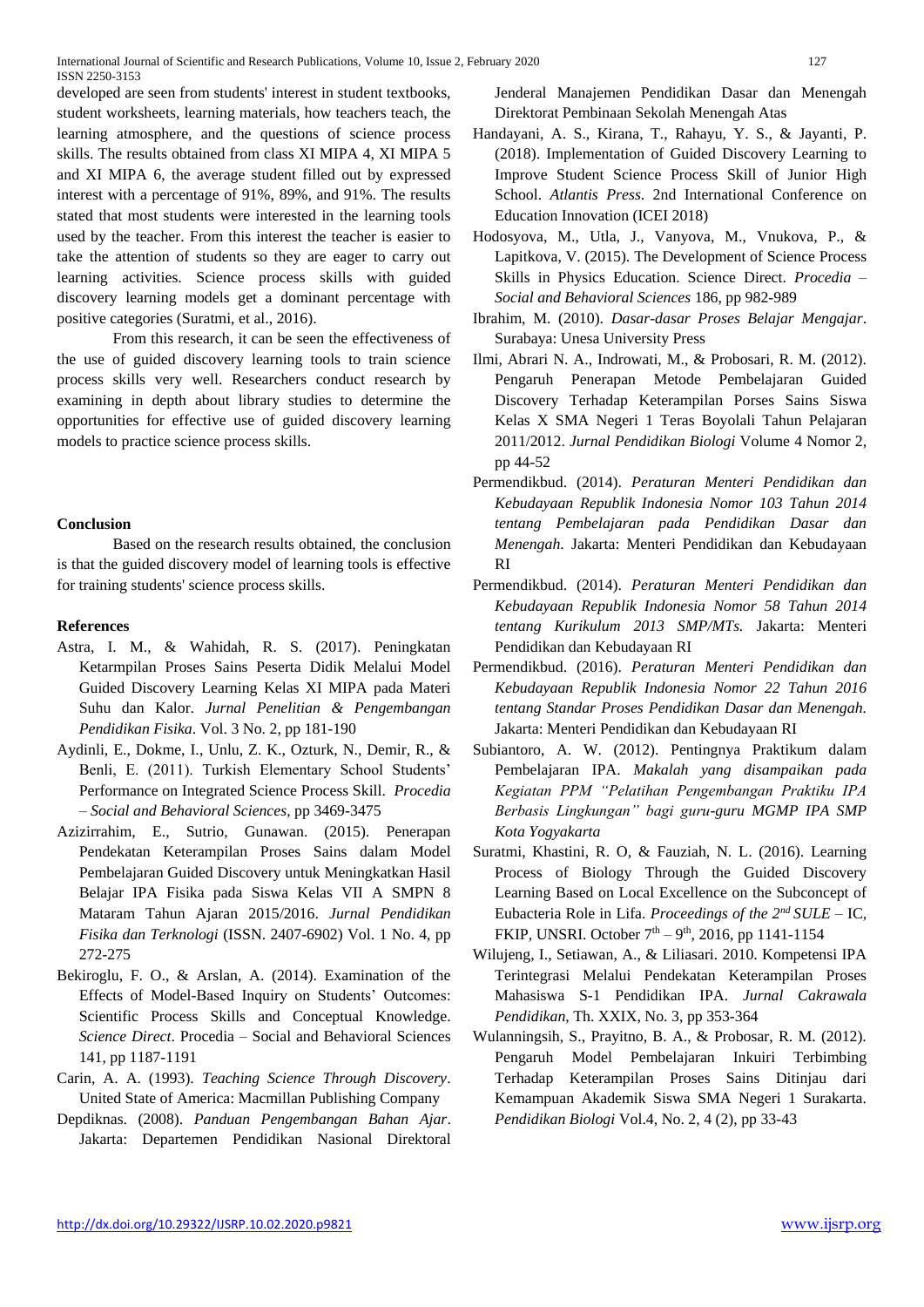developed are seen from students' interest in student textbooks, student worksheets, learning materials, how teachers teach, the learning atmosphere, and the questions of science process skills. The results obtained from class XI MIPA 4, XI MIPA 5 and XI MIPA 6, the average student filled out by expressed interest with a percentage of 91%, 89%, and 91%. The results stated that most students were interested in the learning tools used by the teacher. From this interest the teacher is easier to take the attention of students so they are eager to carry out learning activities. Science process skills with guided discovery learning models get a dominant percentage with positive categories (Suratmi, et al., 2016).

From this research, it can be seen the effectiveness of the use of guided discovery learning tools to train science process skills very well. Researchers conduct research by examining in depth about library studies to determine the opportunities for effective use of guided discovery learning models to practice science process skills.

**Conclusion**

Based on the research results obtained, the conclusion is that the guided discovery model of learning tools is effective for training students' science process skills.

**References**

- Astra, I. M., & Wahidah, R. S. (2017). Peningkatan Ketarmpilan Proses Sains Peserta Didik Melalui Model Guided Discovery Learning Kelas XI MIPA pada Materi Suhu dan Kalor. *Jurnal Penelitian & Pengembangan Pendidikan Fisika*. Vol. 3 No. 2, pp 181-190
- Aydinli, E., Dokme, I., Unlu, Z. K., Ozturk, N., Demir, R., & Benli, E. (2011). Turkish Elementary School Students' Performance on Integrated Science Process Skill. *Procedia – Social and Behavioral Sciences*, pp 3469-3475
- Azizirrahim, E., Sutrio, Gunawan. (2015). Penerapan Pendekatan Keterampilan Proses Sains dalam Model Pembelajaran Guided Discovery untuk Meningkatkan Hasil Belajar IPA Fisika pada Siswa Kelas VII A SMPN 8 Mataram Tahun Ajaran 2015/2016. *Jurnal Pendidikan Fisika dan Terknologi* (ISSN. 2407-6902) Vol. 1 No. 4, pp 272-275
- Bekiroglu, F. O., & Arslan, A. (2014). Examination of the Effects of Model-Based Inquiry on Students' Outcomes: Scientific Process Skills and Conceptual Knowledge. *Science Direct*. Procedia – Social and Behavioral Sciences 141, pp 1187-1191
- Carin, A. A. (1993). *Teaching Science Through Discovery*. United State of America: Macmillan Publishing Company
- Depdiknas. (2008). *Panduan Pengembangan Bahan Ajar*. Jakarta: Departemen Pendidikan Nasional Direktoral Jenderal Manajemen Pendidikan Dasar dan Menengah Direktorat Pembinaan Sekolah Menengah Atas
- Handayani, A. S., Kirana, T., Rahayu, Y. S., & Jayanti, P. (2018). Implementation of Guided Discovery Learning to Improve Student Science Process Skill of Junior High School. *Atlantis Press*. 2nd International Conference on Education Innovation (ICEI 2018)
- Hodosyova, M., Utla, J., Vanyova, M., Vnukova, P., & Lapitkova, V. (2015). The Development of Science Process Skills in Physics Education. Science Direct. *Procedia – Social and Behavioral Sciences* 186, pp 982-989
- Ibrahim, M. (2010). *Dasar-dasar Proses Belajar Mengajar*. Surabaya: Unesa University Press
- Ilmi, Abrari N. A., Indrowati, M., & Probosari, R. M. (2012). Pengaruh Penerapan Metode Pembelajaran Guided Discovery Terhadap Keterampilan Porses Sains Siswa Kelas X SMA Negeri 1 Teras Boyolali Tahun Pelajaran 2011/2012. *Jurnal Pendidikan Biologi* Volume 4 Nomor 2, pp 44-52
- Permendikbud. (2014). *Peraturan Menteri Pendidikan dan Kebudayaan Republik Indonesia Nomor 103 Tahun 2014 tentang Pembelajaran pada Pendidikan Dasar dan Menengah*. Jakarta: Menteri Pendidikan dan Kebudayaan RI
- Permendikbud. (2014). *Peraturan Menteri Pendidikan dan Kebudayaan Republik Indonesia Nomor 58 Tahun 2014 tentang Kurikulum 2013 SMP/MTs.* Jakarta: Menteri Pendidikan dan Kebudayaan RI
- Permendikbud. (2016). *Peraturan Menteri Pendidikan dan Kebudayaan Republik Indonesia Nomor 22 Tahun 2016 tentang Standar Proses Pendidikan Dasar dan Menengah.* Jakarta: Menteri Pendidikan dan Kebudayaan RI
- Subiantoro, A. W. (2012). Pentingnya Praktikum dalam Pembelajaran IPA. *Makalah yang disampaikan pada Kegiatan PPM "Pelatihan Pengembangan Praktiku IPA Berbasis Lingkungan" bagi guru-guru MGMP IPA SMP Kota Yogyakarta*
- Suratmi, Khastini, R. O, & Fauziah, N. L. (2016). Learning Process of Biology Through the Guided Discovery Learning Based on Local Excellence on the Subconcept of Eubacteria Role in Lifa. *Proceedings of the 2nd SULE* – IC, FKIP, UNSRI. October 7th – 9th, 2016, pp 1141-1154
- Wilujeng, I., Setiawan, A., & Liliasari. 2010. Kompetensi IPA Terintegrasi Melalui Pendekatan Keterampilan Proses Mahasiswa S-1 Pendidikan IPA. *Jurnal Cakrawala Pendidikan*, Th. XXIX, No. 3, pp 353-364
- Wulanningsih, S., Prayitno, B. A., & Probosar, R. M. (2012). Pengaruh Model Pembelajaran Inkuiri Terbimbing Terhadap Keterampilan Proses Sains Ditinjau dari Kemampuan Akademik Siswa SMA Negeri 1 Surakarta. *Pendidikan Biologi* Vol.4, No. 2, 4 (2), pp 33-43